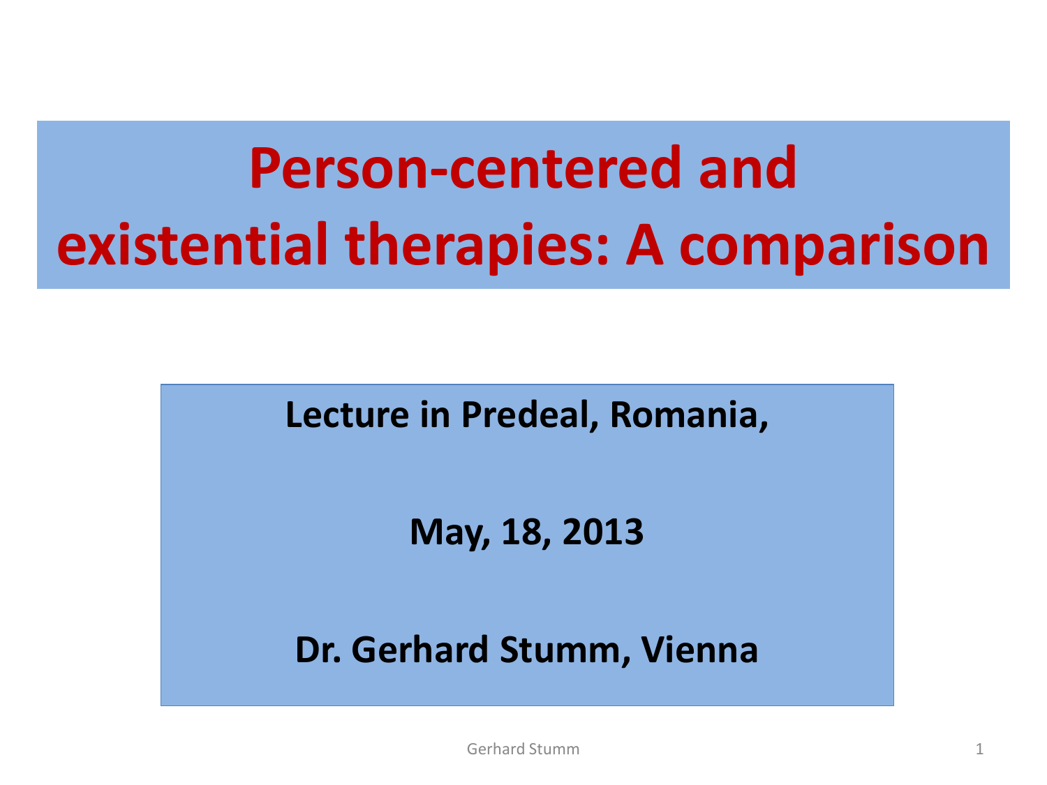# Person-centered and existential therapies: A comparison

**Lecture in Predeal, Romania,**

**May, 18, 2013**

**Dr. Gerhard Stumm, Vienna**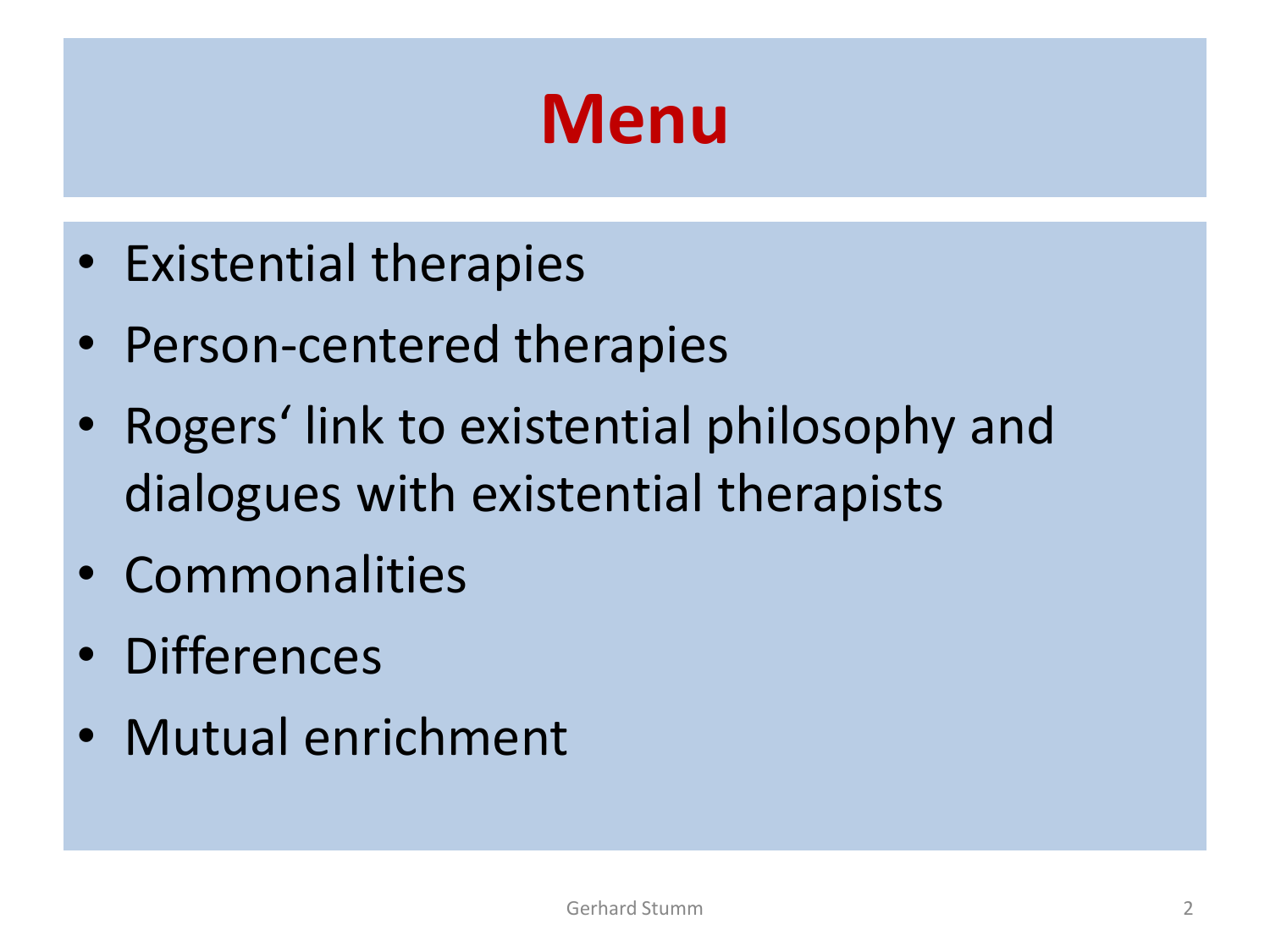# Menu

- Existential therapies
- Person-centered therapies
- Rogers‘ link to existential philosophy and dialogues with existential therapists
- Commonalities
- Differences
- Mutual enrichment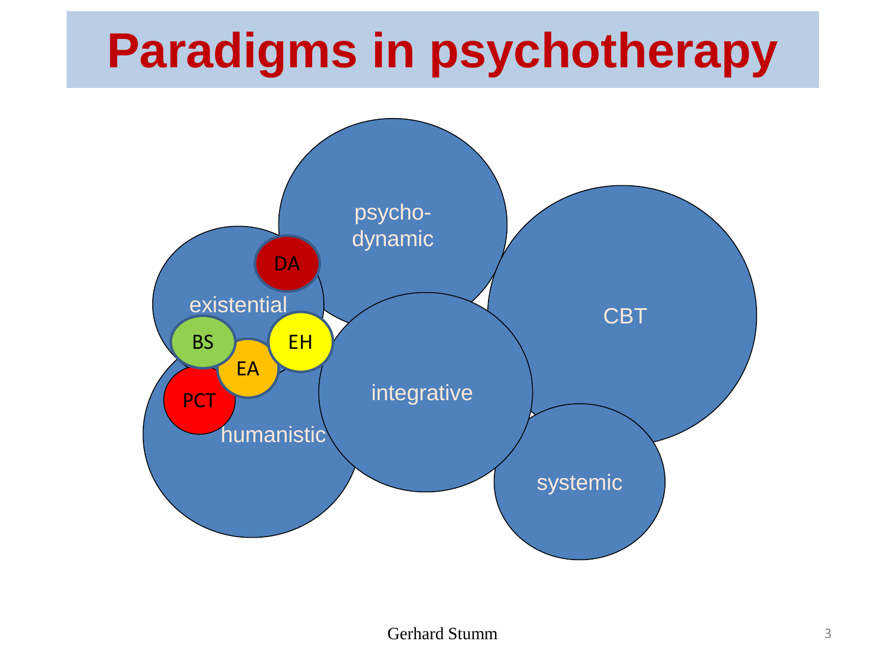# Paradigms in psychotherapy

psycho-dynamic

DA

existential

CBT

BS

EH

EA

integrative

PCT

humanistic

systemic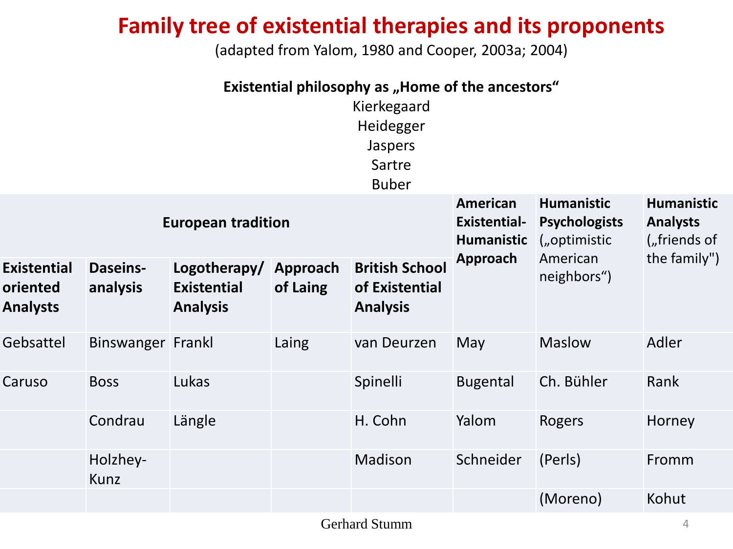# Family tree of existential therapies and its proponents

(adapted from Yalom, 1980 and Cooper, 2003a; 2004)

**Existential philosophy as „Home of the ancestors“**

Kierkegaard
Heidegger
Jaspers
Sartre
Buber

| **European tradition** | | | | | **American Existential-Humanistic Approach** | **Humanistic Psychologists** („optimistic American neighbors“) | **Humanistic Analysts** („friends of the family") |
|---|---|---|---|---|---|---|---|
| **Existential oriented Analysts** | **Daseins-analysis** | **Logotherapy/ Existential Analysis** | **Approach of Laing** | **British School of Existential Analysis** | | | |
| Gebsattel | Binswanger | Frankl | Laing | van Deurzen | May | Maslow | Adler |
| Caruso | Boss | Lukas | | Spinelli | Bugental | Ch. Bühler | Rank |
| | Condrau | Längle | | H. Cohn | Yalom | Rogers | Horney |
| | Holzhey-Kunz | | | Madison | Schneider | (Perls) | Fromm |
| | | | | | | (Moreno) | Kohut |

Gerhard Stumm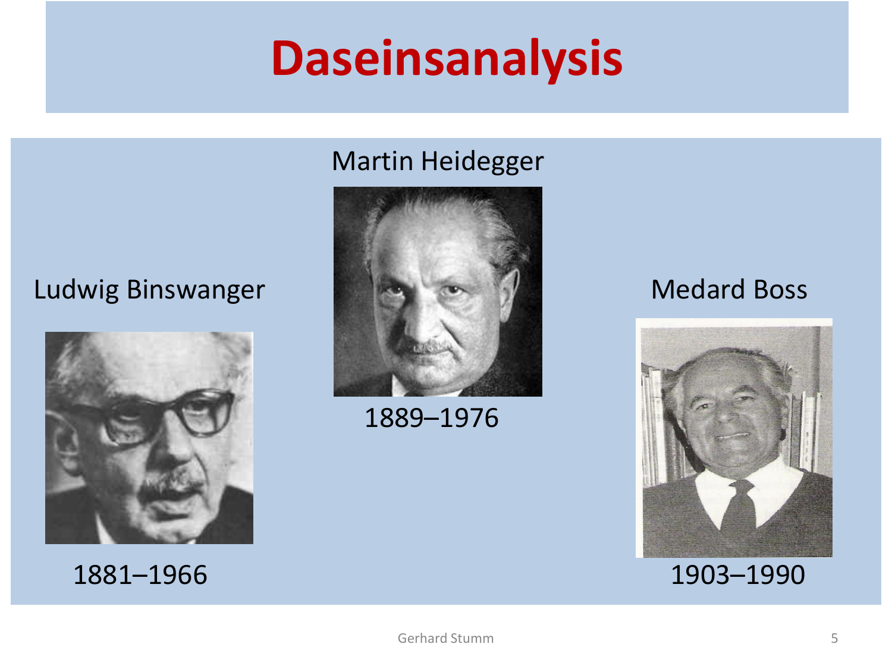# Daseinsanalysis

Martin Heidegger

1889–1976

Ludwig Binswanger

1881–1966

Medard Boss

1903–1990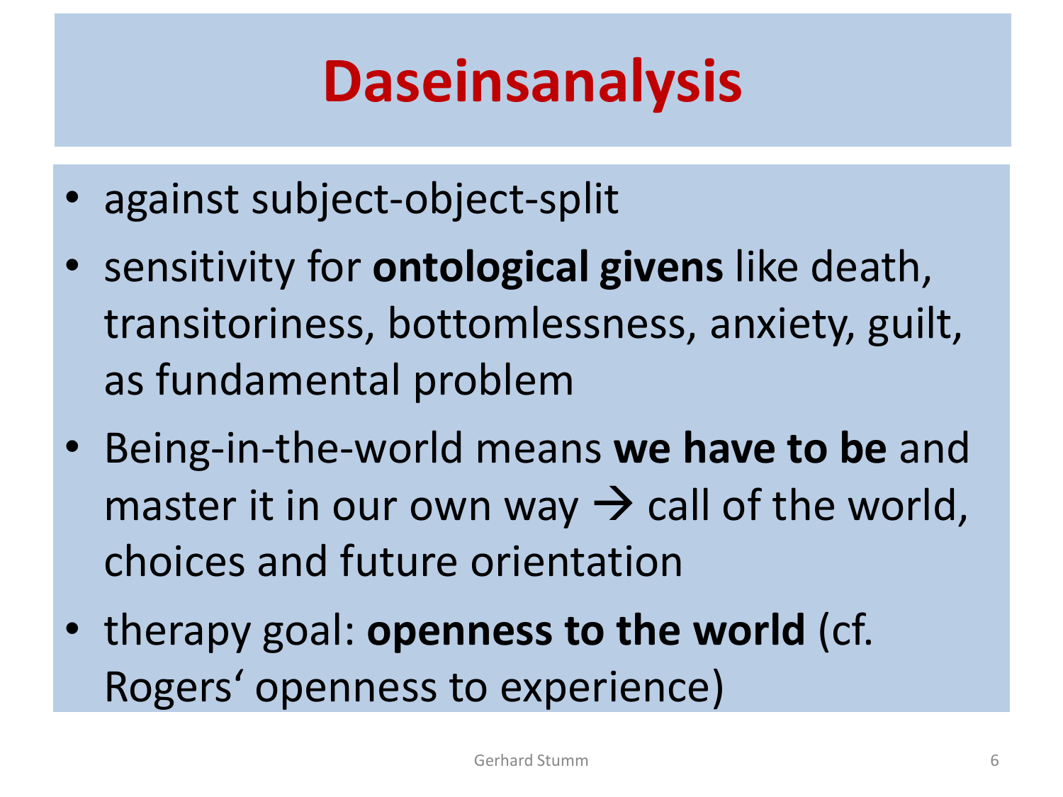# Daseinsanalysis

- against subject-object-split
- sensitivity for **ontological givens** like death, transitoriness, bottomlessness, anxiety, guilt, as fundamental problem
- Being-in-the-world means **we have to be** and master it in our own way → call of the world, choices and future orientation
- therapy goal: **openness to the world** (cf. Rogers‘ openness to experience)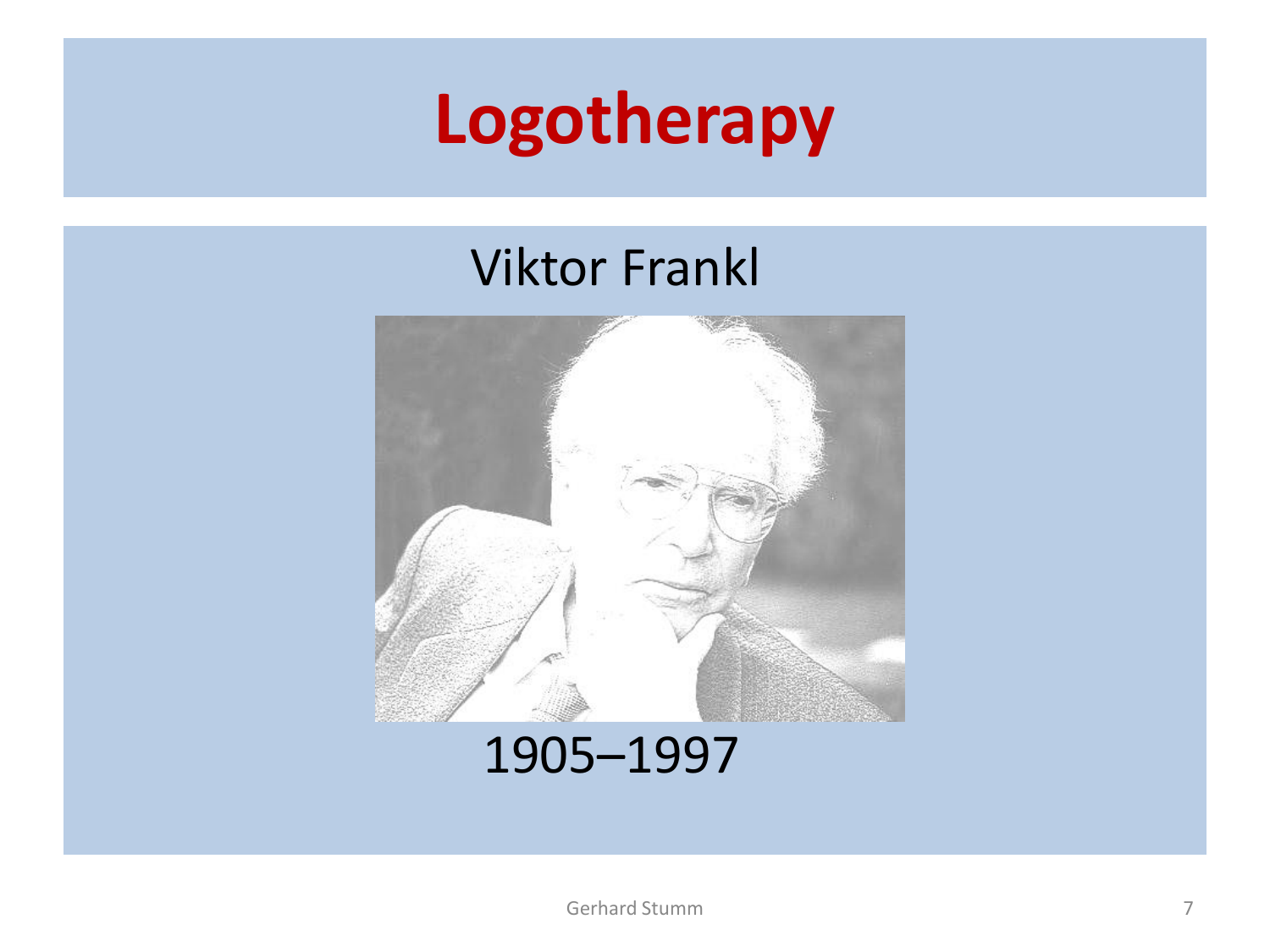# Logotherapy

Viktor Frankl

1905–1997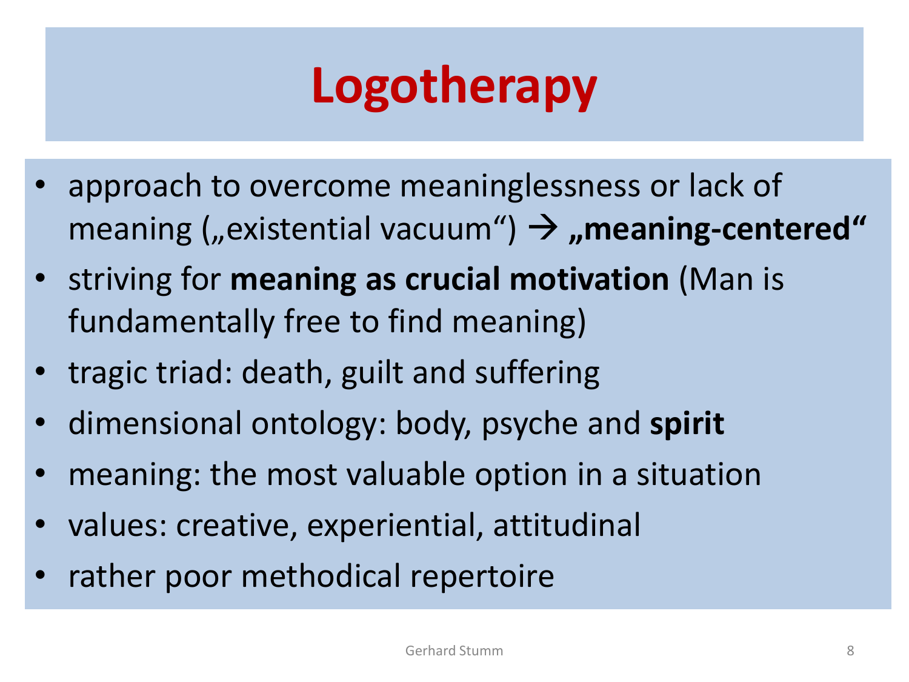# Logotherapy

- approach to overcome meaninglessness or lack of meaning („existential vacuum“) → **„meaning-centered“**
- striving for **meaning as crucial motivation** (Man is fundamentally free to find meaning)
- tragic triad: death, guilt and suffering
- dimensional ontology: body, psyche and **spirit**
- meaning: the most valuable option in a situation
- values: creative, experiential, attitudinal
- rather poor methodical repertoire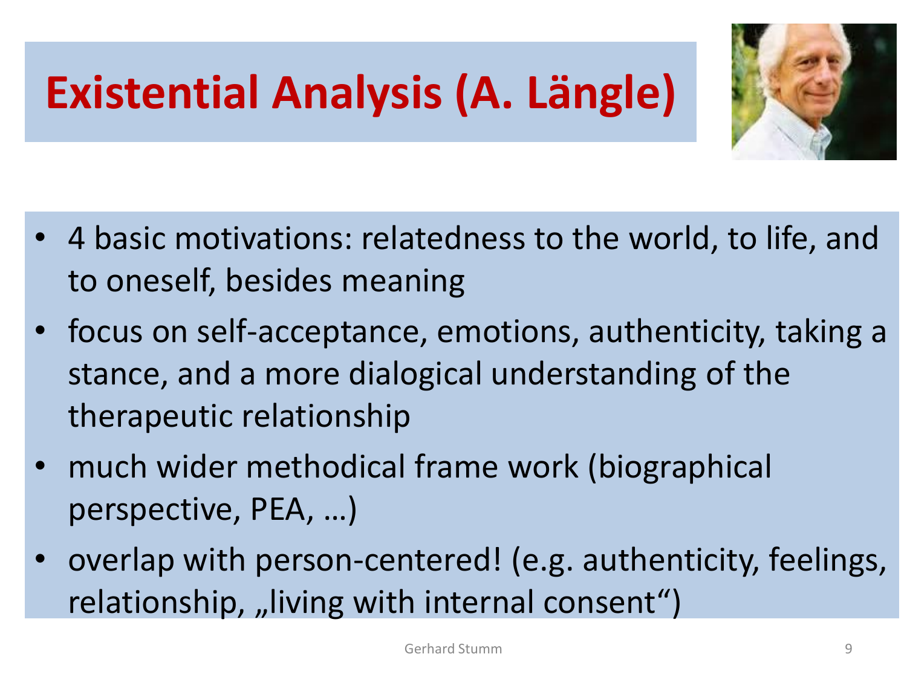# Existential Analysis (A. Längle)

- 4 basic motivations: relatedness to the world, to life, and to oneself, besides meaning
- focus on self-acceptance, emotions, authenticity, taking a stance, and a more dialogical understanding of the therapeutic relationship
- much wider methodical frame work (biographical perspective, PEA, …)
- overlap with person-centered! (e.g. authenticity, feelings, relationship, „living with internal consent")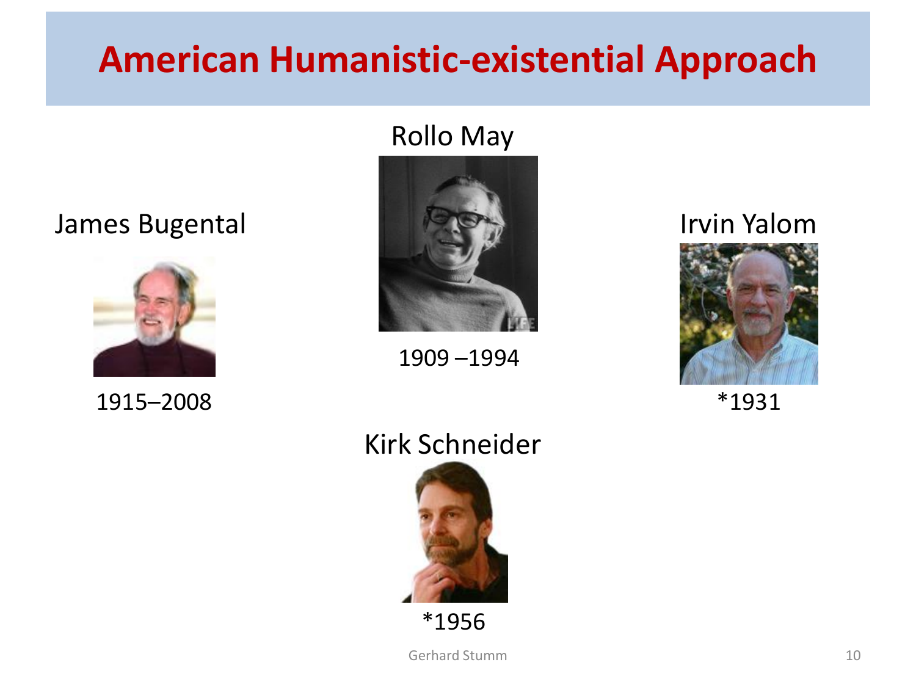# American Humanistic-existential Approach

James Bugental

1915–2008

Rollo May

1909 –1994

Irvin Yalom

*1931

Kirk Schneider

*1956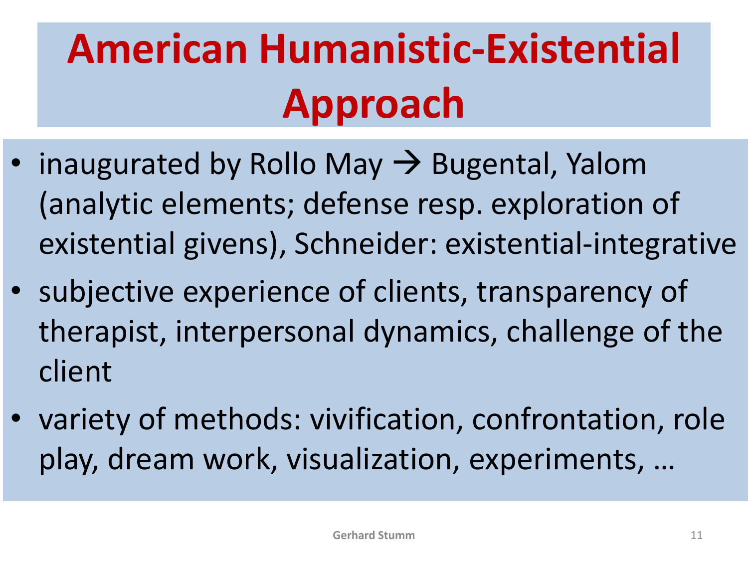# American Humanistic-Existential Approach

- inaugurated by Rollo May → Bugental, Yalom (analytic elements; defense resp. exploration of existential givens), Schneider: existential-integrative
- subjective experience of clients, transparency of therapist, interpersonal dynamics, challenge of the client
- variety of methods: vivification, confrontation, role play, dream work, visualization, experiments, …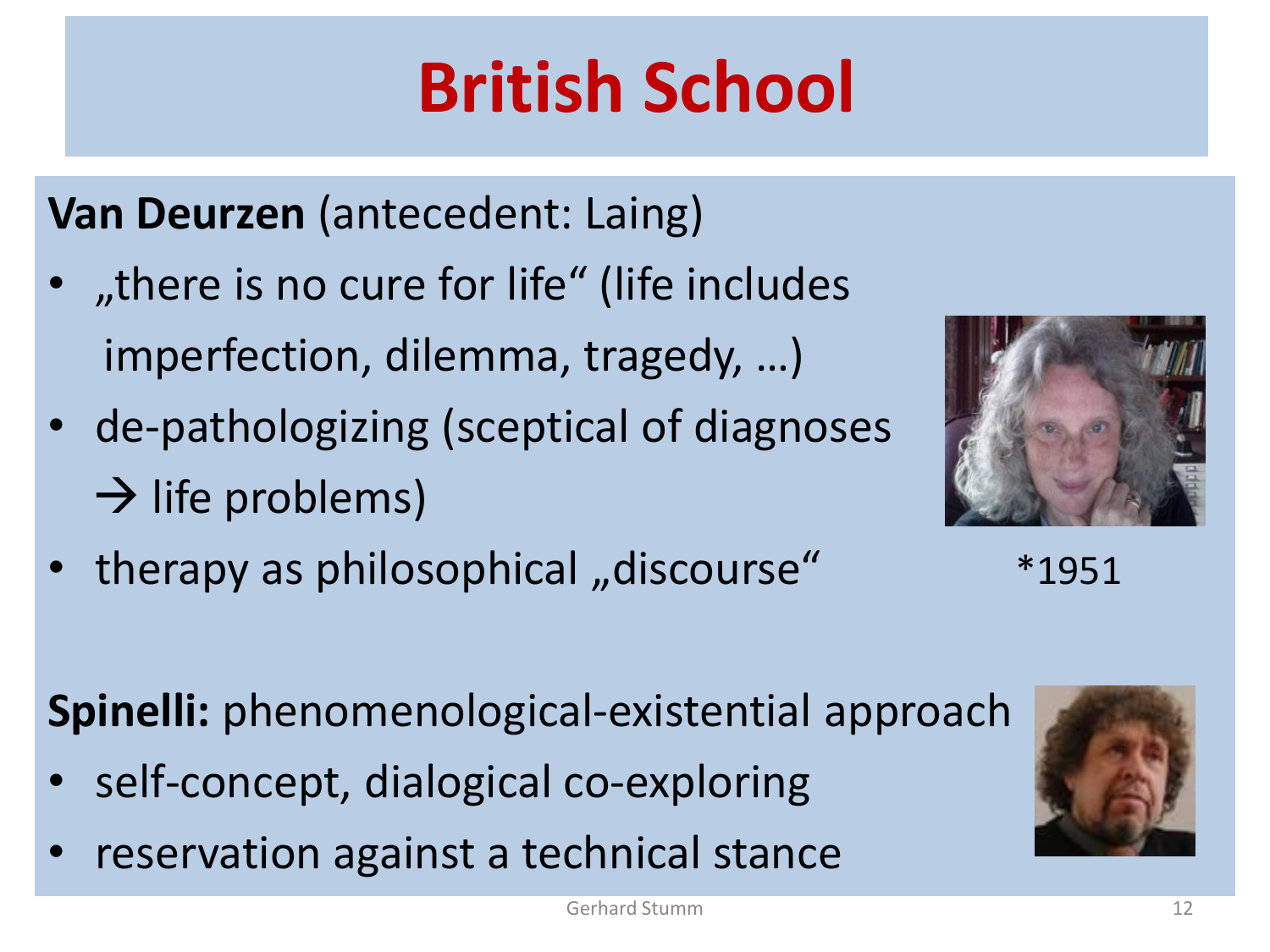# British School

**Van Deurzen** (antecedent: Laing)

- „there is no cure for life“ (life includes imperfection, dilemma, tragedy, …)
- de-pathologizing (sceptical of diagnoses → life problems)
- therapy as philosophical „discourse“

*1951

**Spinelli:** phenomenological-existential approach

- self-concept, dialogical co-exploring
- reservation against a technical stance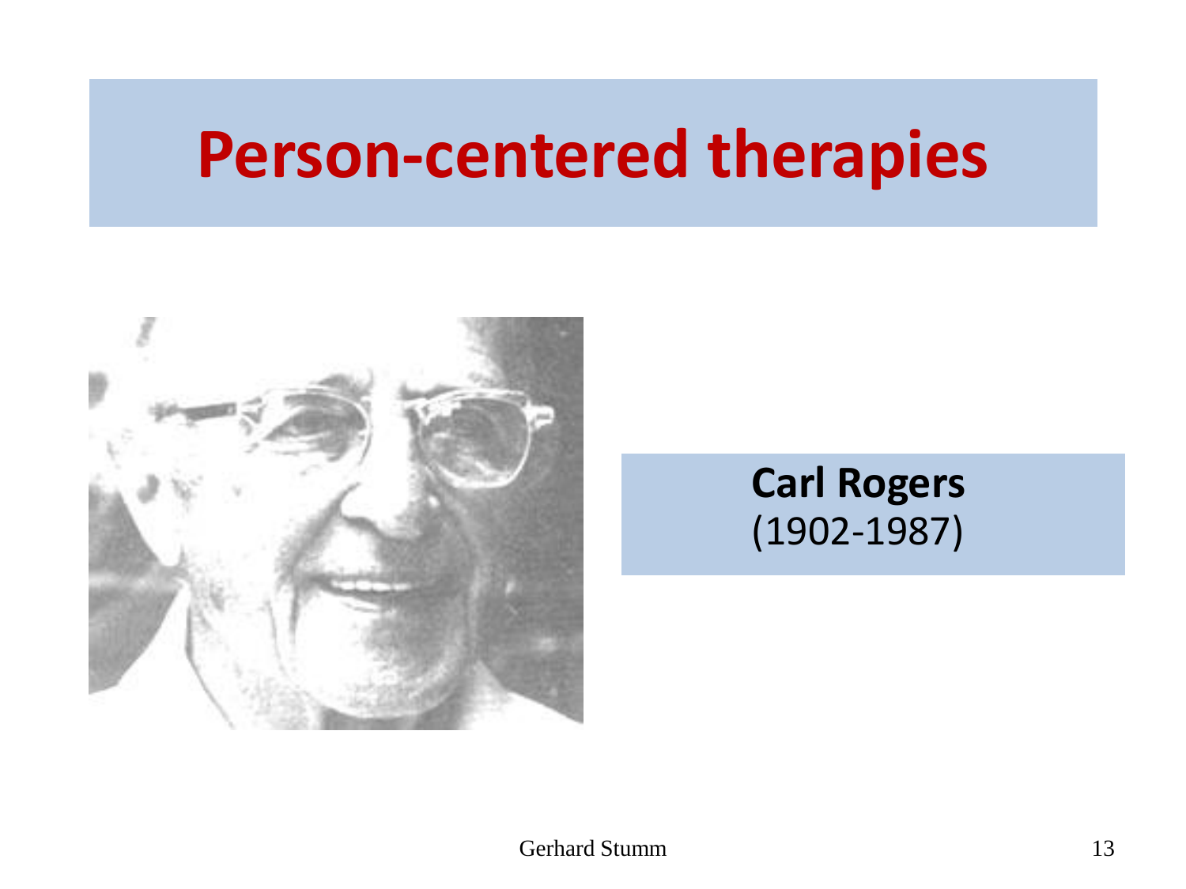# Person-centered therapies

**Carl Rogers**
(1902-1987)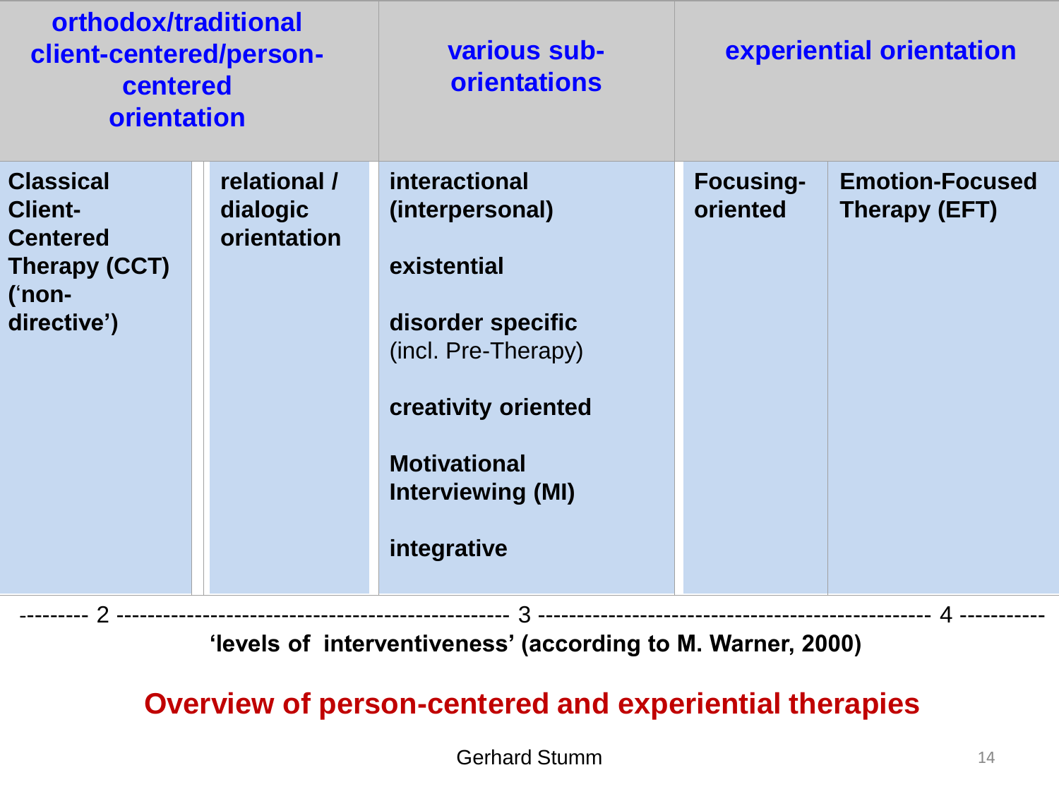| orthodox/traditional client-centered/person-centered orientation | | various sub-orientations | experiential orientation | |
|---|---|---|---|---|
| **Classical Client-Centered Therapy (CCT) (‘non-directive’)** | **relational / dialogic orientation** | **interactional (interpersonal)**<br><br>**existential**<br><br>**disorder specific** (incl. Pre-Therapy)<br><br>**creativity oriented**<br><br>**Motivational Interviewing (MI)**<br><br>**integrative** | **Focusing-oriented** | **Emotion-Focused Therapy (EFT)** |

--------- 2 ------------------------------------------------ 3 ------------------------------------------------ 4 -----------

**‘levels of interventiveness’ (according to M. Warner, 2000)**

## Overview of person-centered and experiential therapies

Gerhard Stumm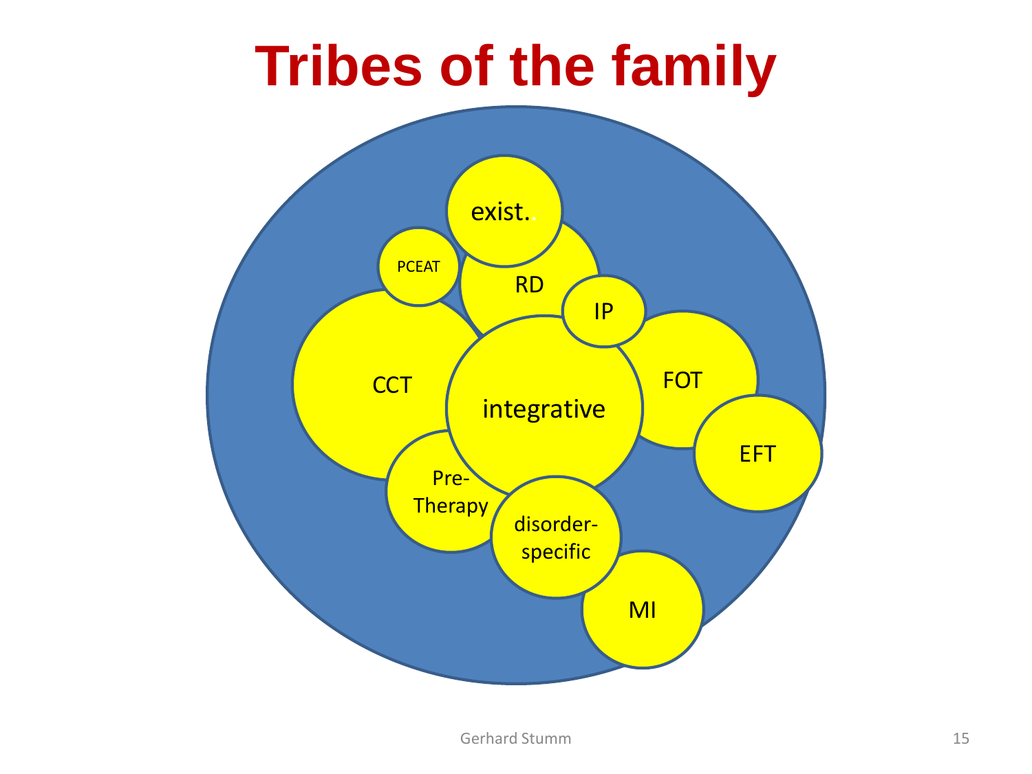# Tribes of the family

exist.

PCEAT

RD

IP

CCT

integrative

FOT

EFT

Pre-Therapy

disorder-specific

MI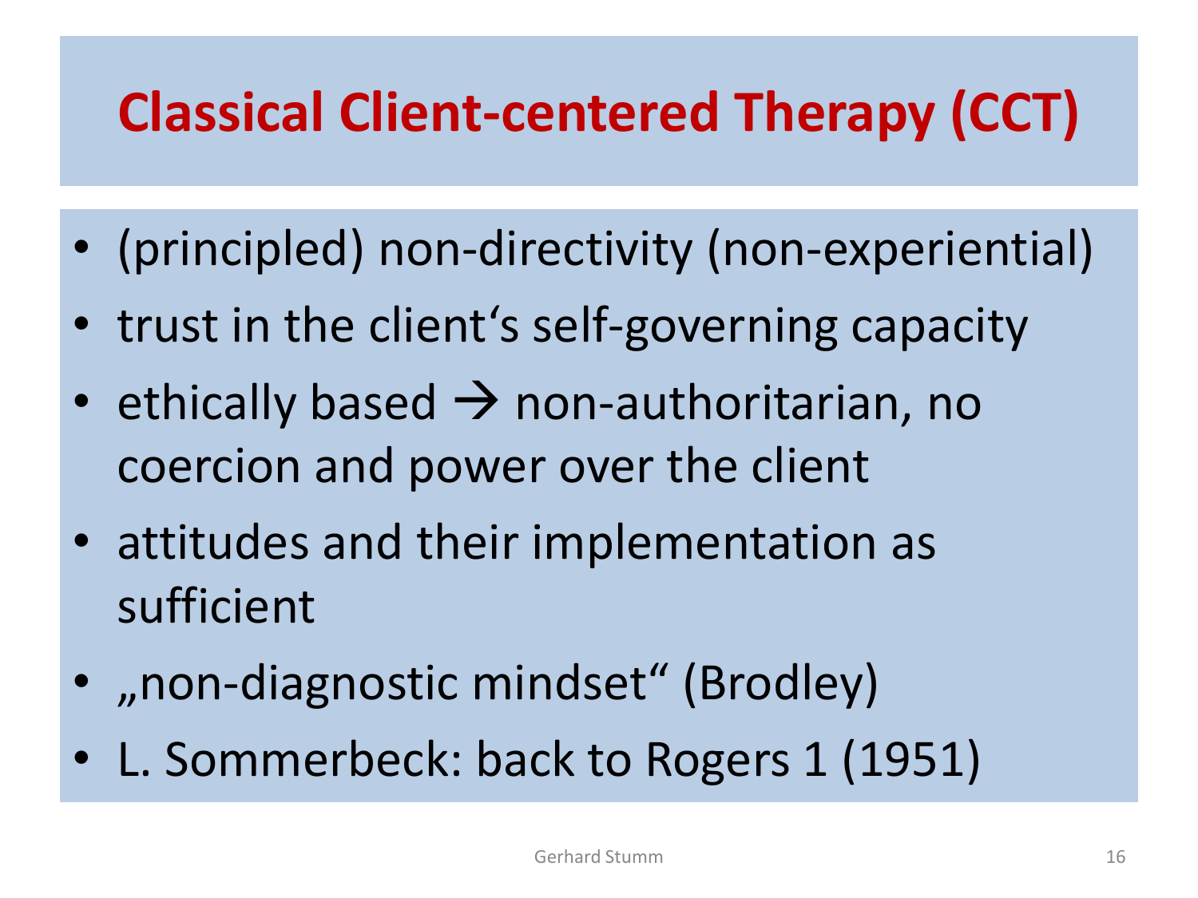# Classical Client-centered Therapy (CCT)

- (principled) non-directivity (non-experiential)
- trust in the client‘s self-governing capacity
- ethically based → non-authoritarian, no coercion and power over the client
- attitudes and their implementation as sufficient
- „non-diagnostic mindset“ (Brodley)
- L. Sommerbeck: back to Rogers 1 (1951)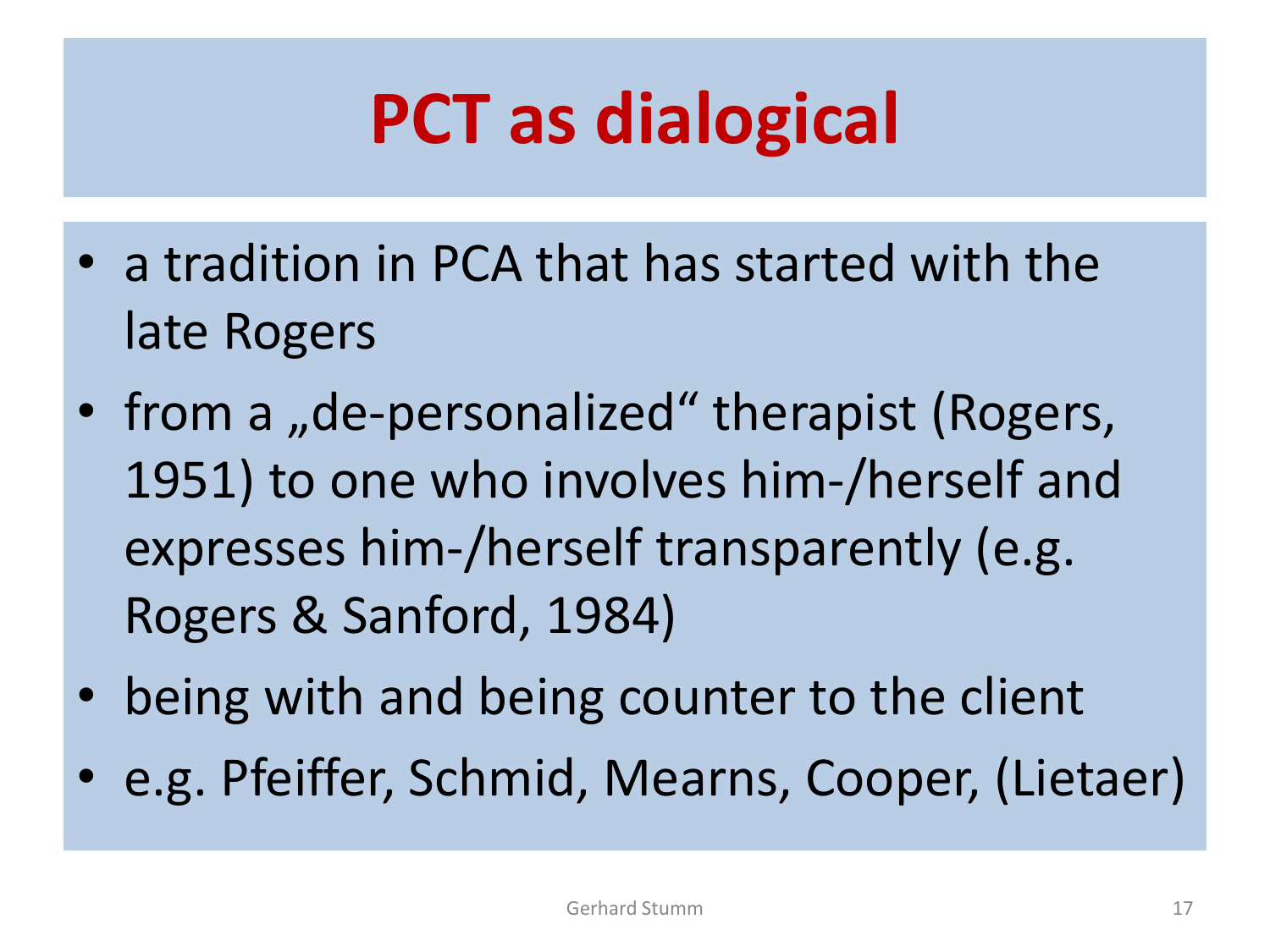# PCT as dialogical

- a tradition in PCA that has started with the late Rogers
- from a „de-personalized" therapist (Rogers, 1951) to one who involves him-/herself and expresses him-/herself transparently (e.g. Rogers & Sanford, 1984)
- being with and being counter to the client
- e.g. Pfeiffer, Schmid, Mearns, Cooper, (Lietaer)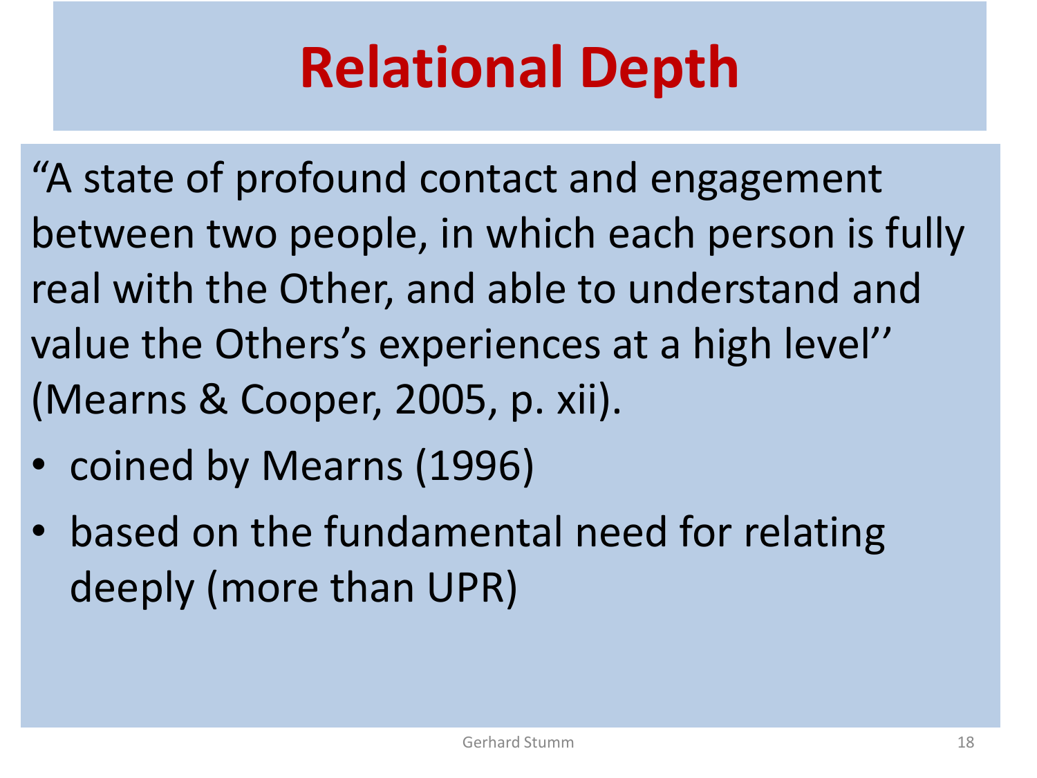# Relational Depth

"A state of profound contact and engagement between two people, in which each person is fully real with the Other, and able to understand and value the Others's experiences at a high level'' (Mearns & Cooper, 2005, p. xii).

- coined by Mearns (1996)
- based on the fundamental need for relating deeply (more than UPR)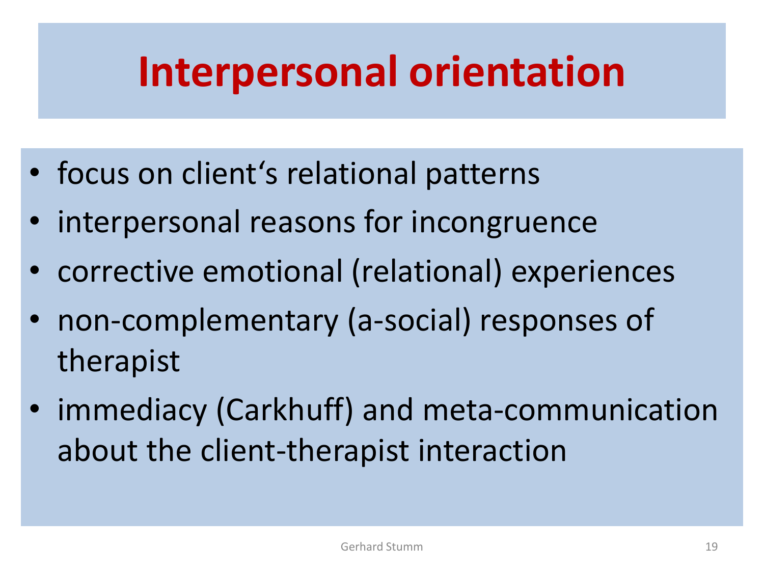# Interpersonal orientation

- focus on client‘s relational patterns
- interpersonal reasons for incongruence
- corrective emotional (relational) experiences
- non-complementary (a-social) responses of therapist
- immediacy (Carkhuff) and meta-communication about the client-therapist interaction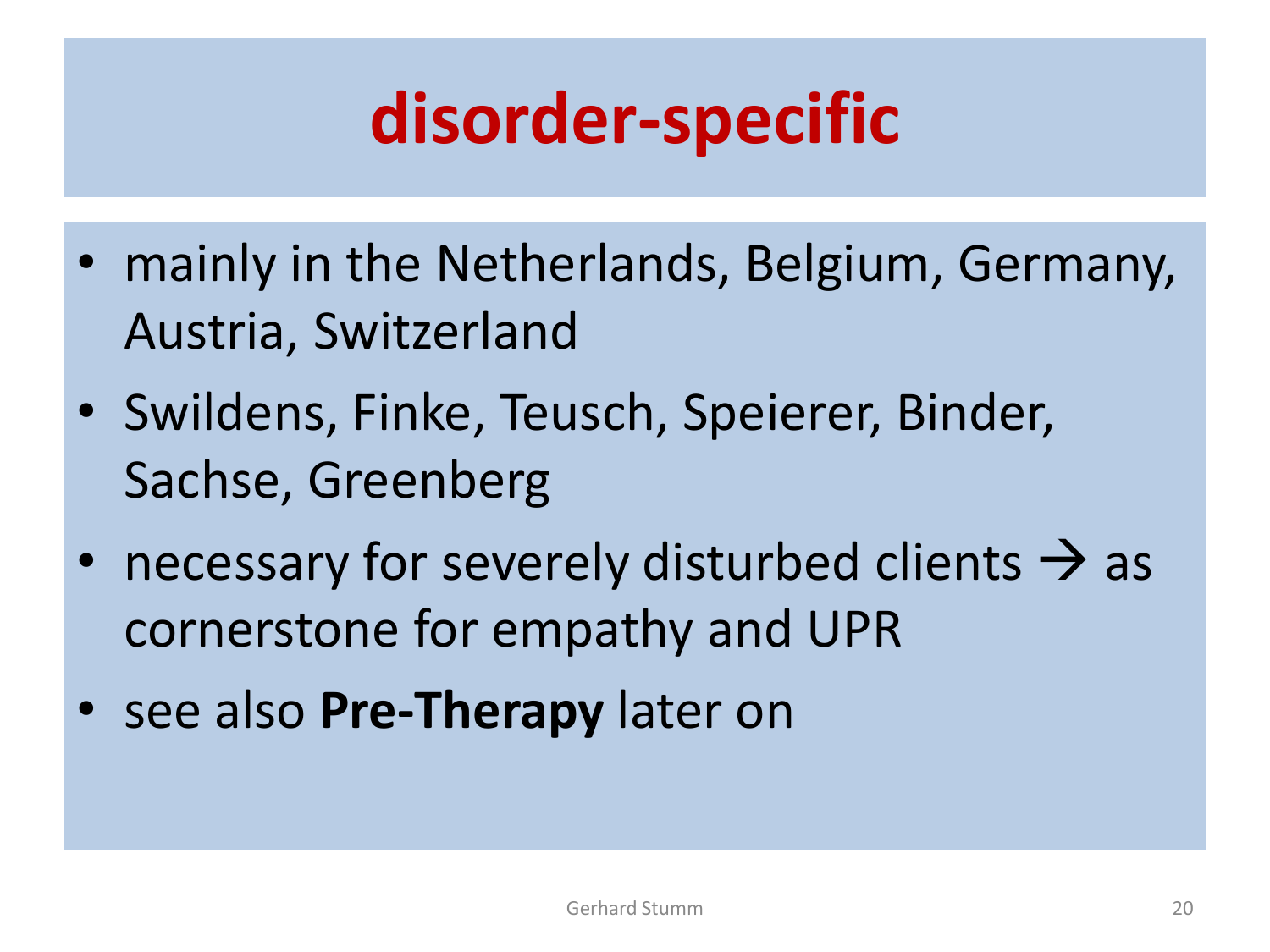# disorder-specific

- mainly in the Netherlands, Belgium, Germany, Austria, Switzerland
- Swildens, Finke, Teusch, Speierer, Binder, Sachse, Greenberg
- necessary for severely disturbed clients → as cornerstone for empathy and UPR
- see also **Pre-Therapy** later on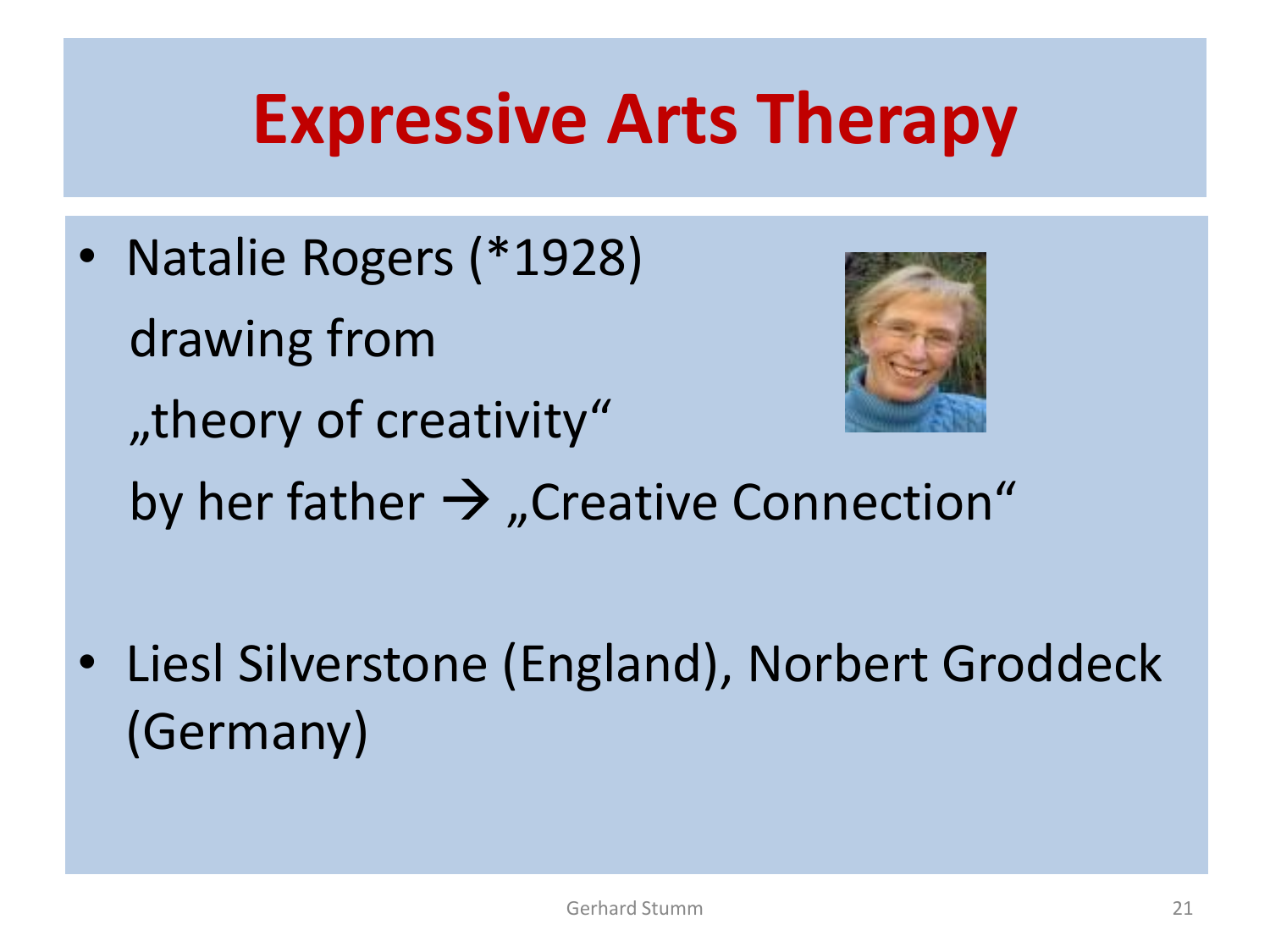# Expressive Arts Therapy

- Natalie Rogers (*1928) drawing from „theory of creativity" by her father → „Creative Connection"

- Liesl Silverstone (England), Norbert Groddeck (Germany)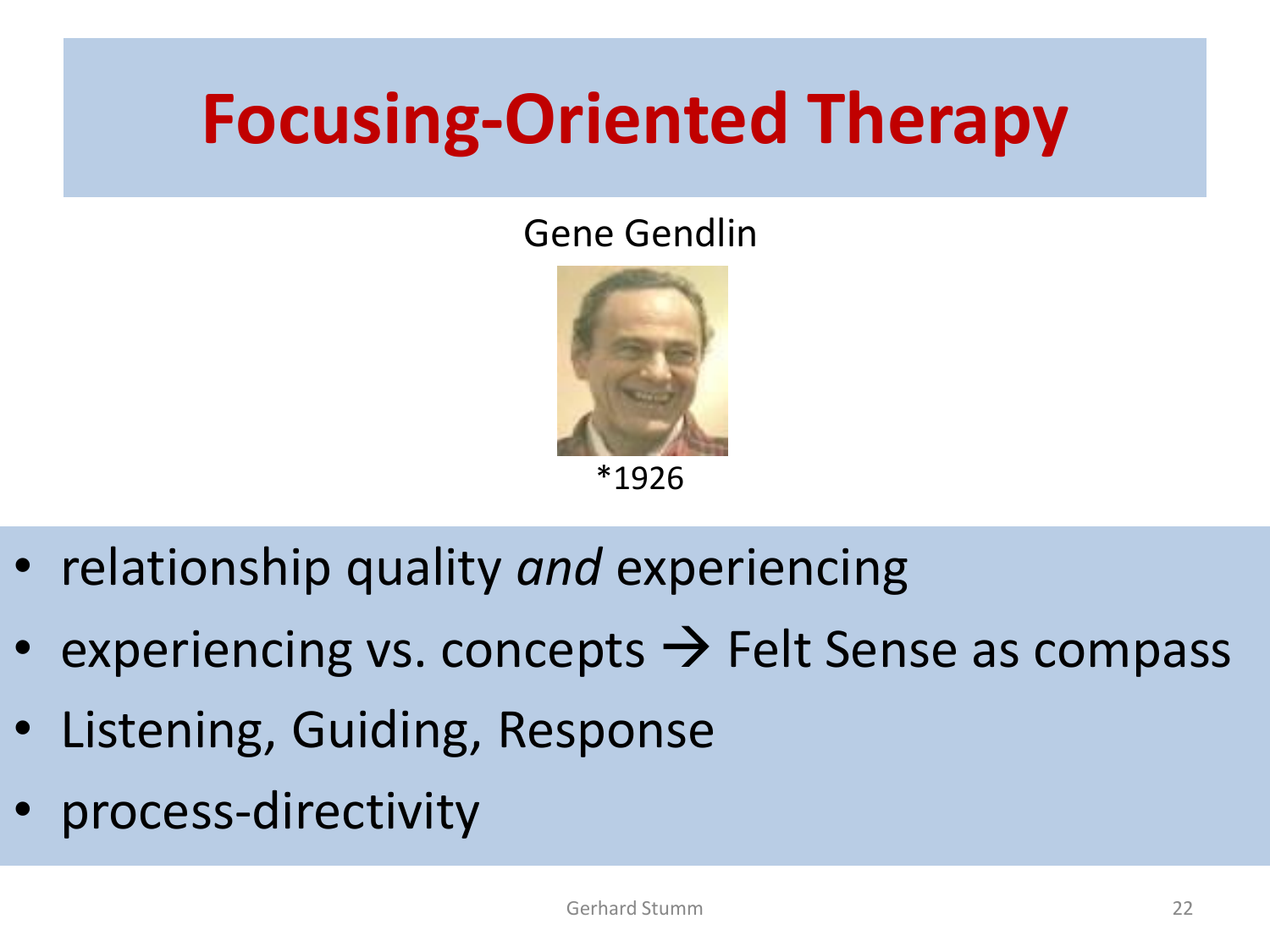# Focusing-Oriented Therapy

Gene Gendlin

*1926

- relationship quality *and* experiencing
- experiencing vs. concepts → Felt Sense as compass
- Listening, Guiding, Response
- process-directivity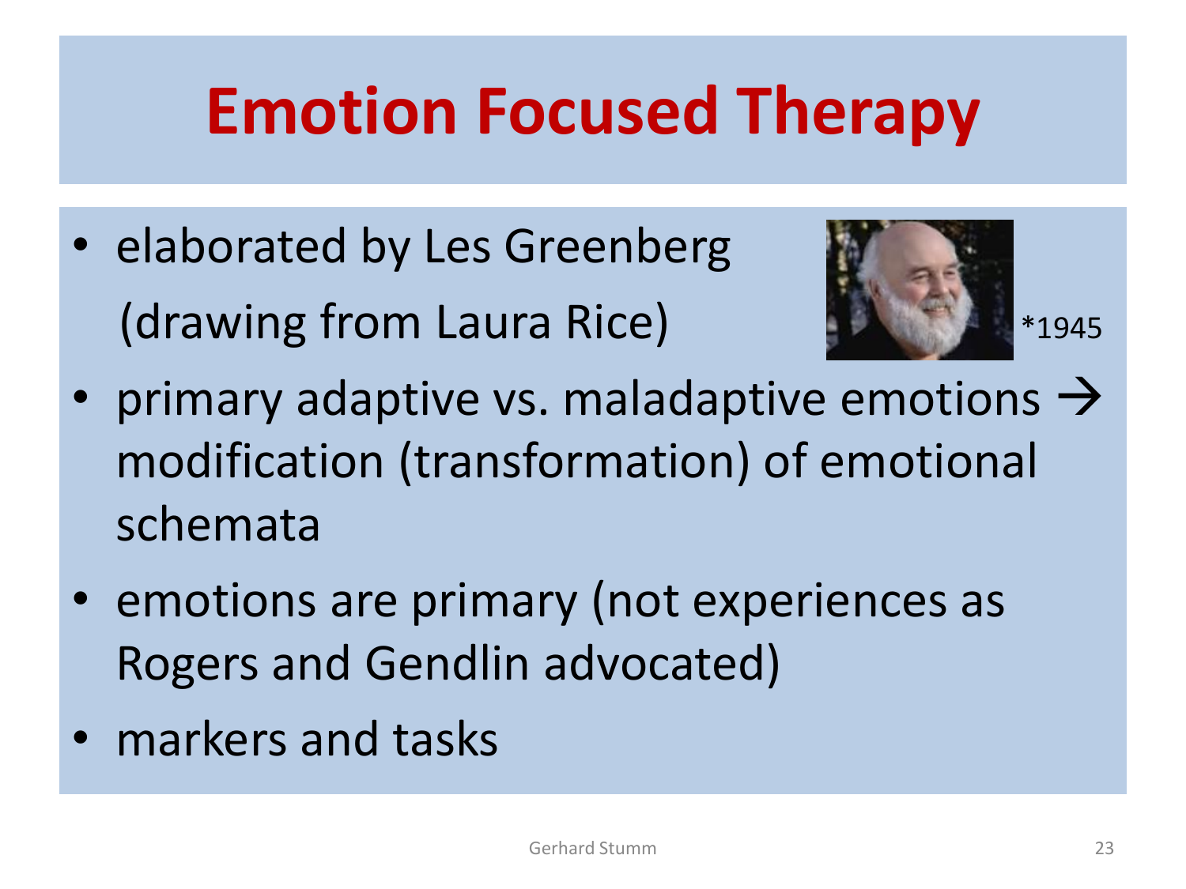# Emotion Focused Therapy

- elaborated by Les Greenberg (drawing from Laura Rice) *1945
- primary adaptive vs. maladaptive emotions → modification (transformation) of emotional schemata
- emotions are primary (not experiences as Rogers and Gendlin advocated)
- markers and tasks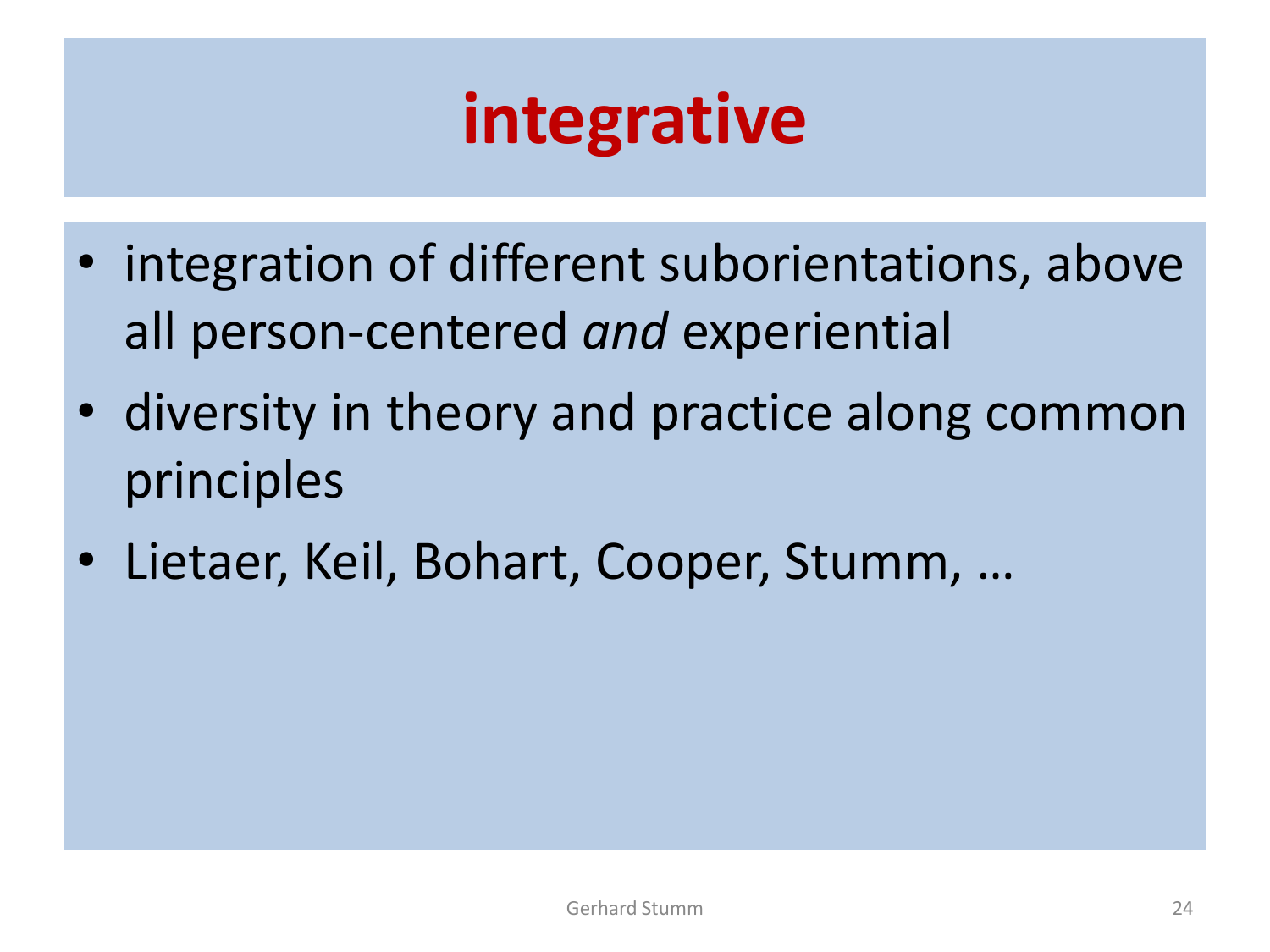# integrative

- integration of different suborientations, above all person-centered *and* experiential
- diversity in theory and practice along common principles
- Lietaer, Keil, Bohart, Cooper, Stumm, …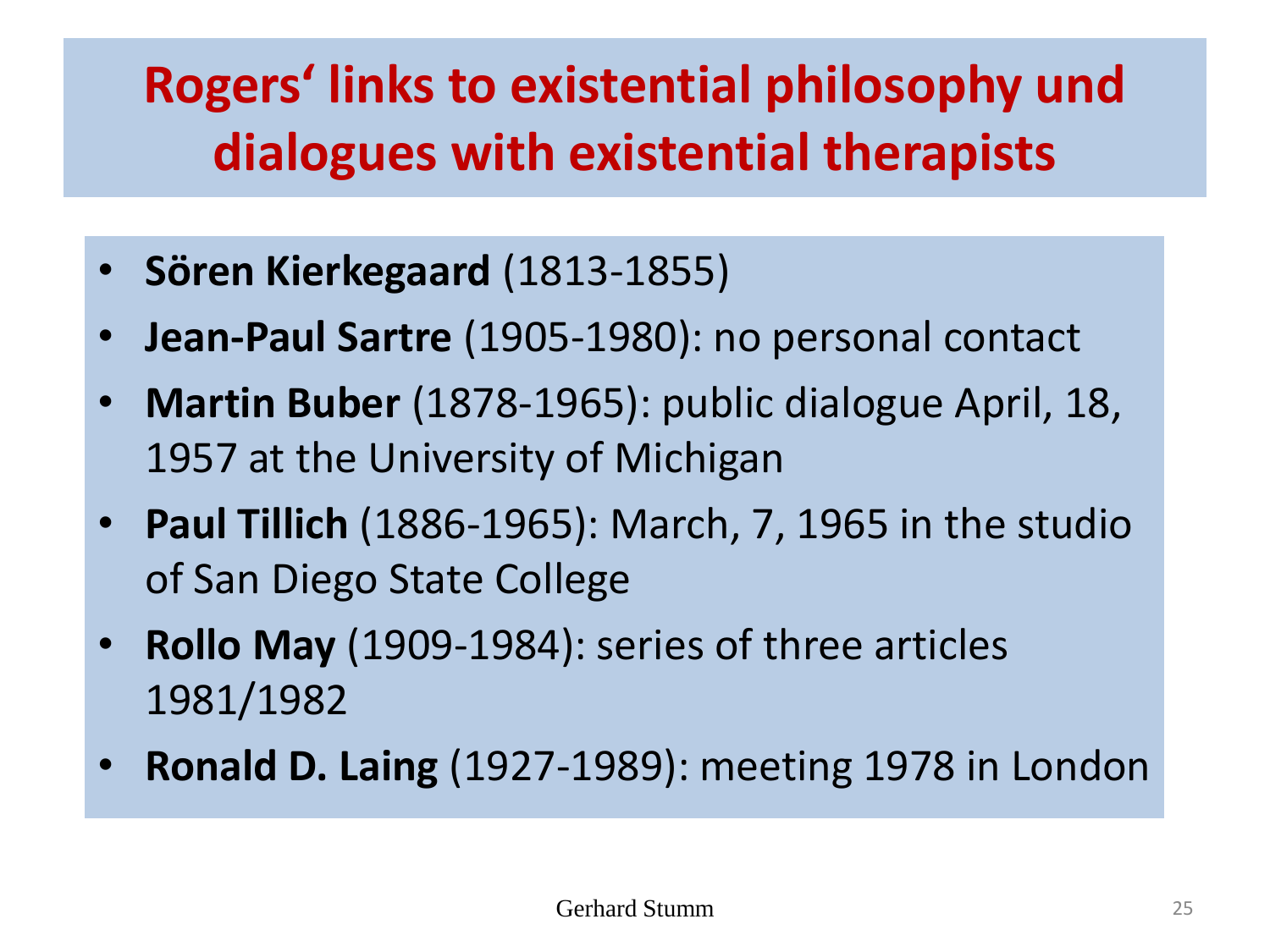# Rogers‘ links to existential philosophy und dialogues with existential therapists

- **Sören Kierkegaard** (1813-1855)
- **Jean-Paul Sartre** (1905-1980): no personal contact
- **Martin Buber** (1878-1965): public dialogue April, 18, 1957 at the University of Michigan
- **Paul Tillich** (1886-1965): March, 7, 1965 in the studio of San Diego State College
- **Rollo May** (1909-1984): series of three articles 1981/1982
- **Ronald D. Laing** (1927-1989): meeting 1978 in London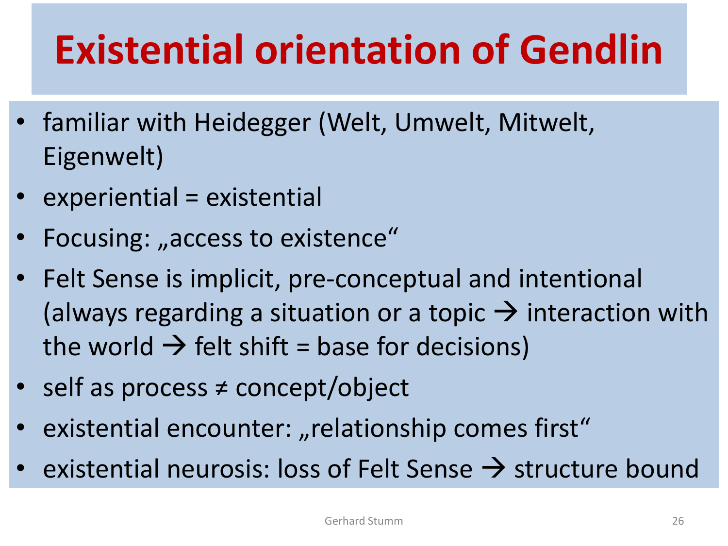# Existential orientation of Gendlin

- familiar with Heidegger (Welt, Umwelt, Mitwelt, Eigenwelt)
- experiential = existential
- Focusing: „access to existence"
- Felt Sense is implicit, pre-conceptual and intentional (always regarding a situation or a topic → interaction with the world → felt shift = base for decisions)
- self as process ≠ concept/object
- existential encounter: „relationship comes first"
- existential neurosis: loss of Felt Sense → structure bound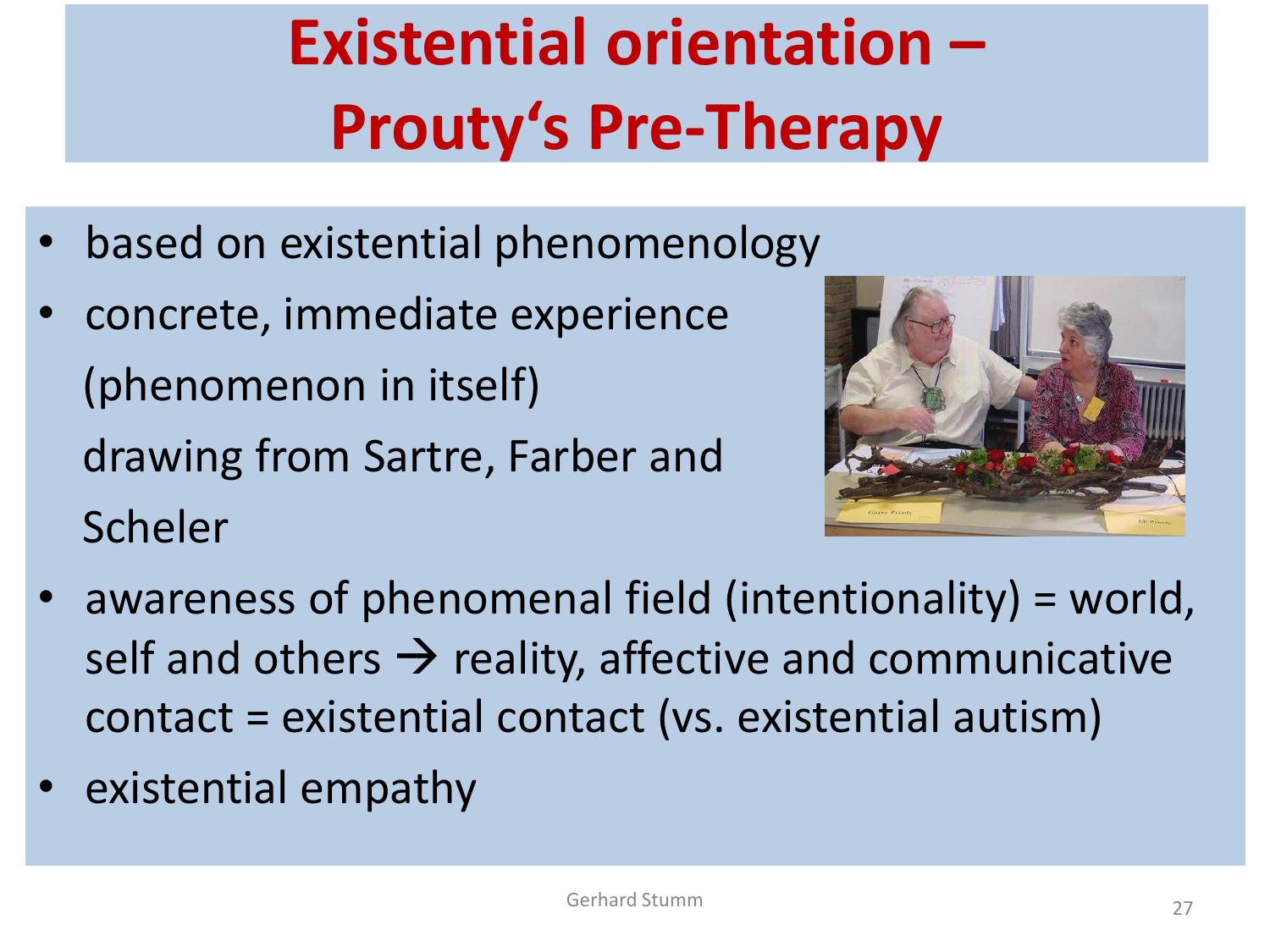# Existential orientation – Prouty's Pre-Therapy

- based on existential phenomenology
- concrete, immediate experience (phenomenon in itself) drawing from Sartre, Farber and Scheler
- awareness of phenomenal field (intentionality) = world, self and others → reality, affective and communicative contact = existential contact (vs. existential autism)
- existential empathy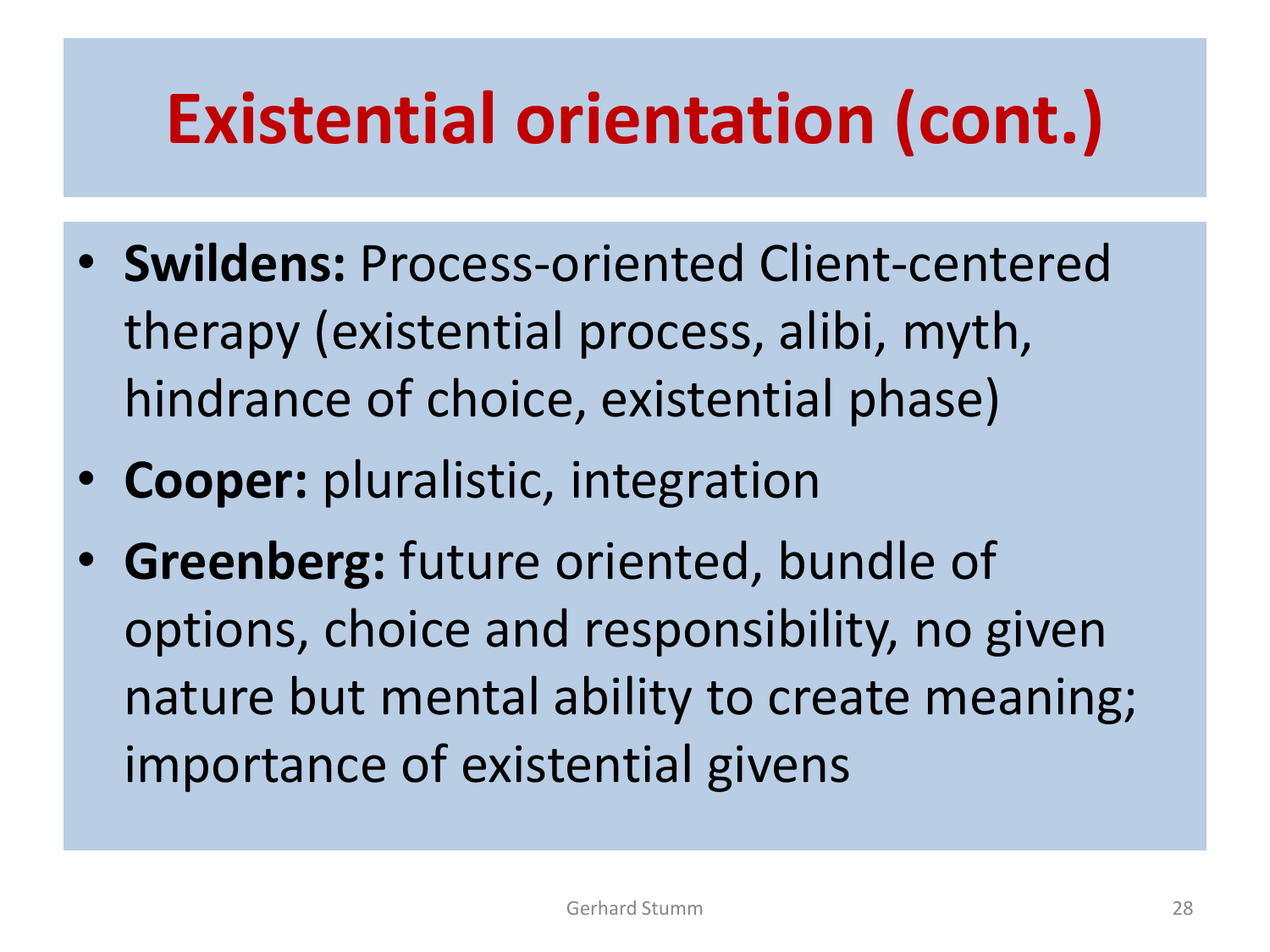# Existential orientation (cont.)

- **Swildens:** Process-oriented Client-centered therapy (existential process, alibi, myth, hindrance of choice, existential phase)
- **Cooper:** pluralistic, integration
- **Greenberg:** future oriented, bundle of options, choice and responsibility, no given nature but mental ability to create meaning; importance of existential givens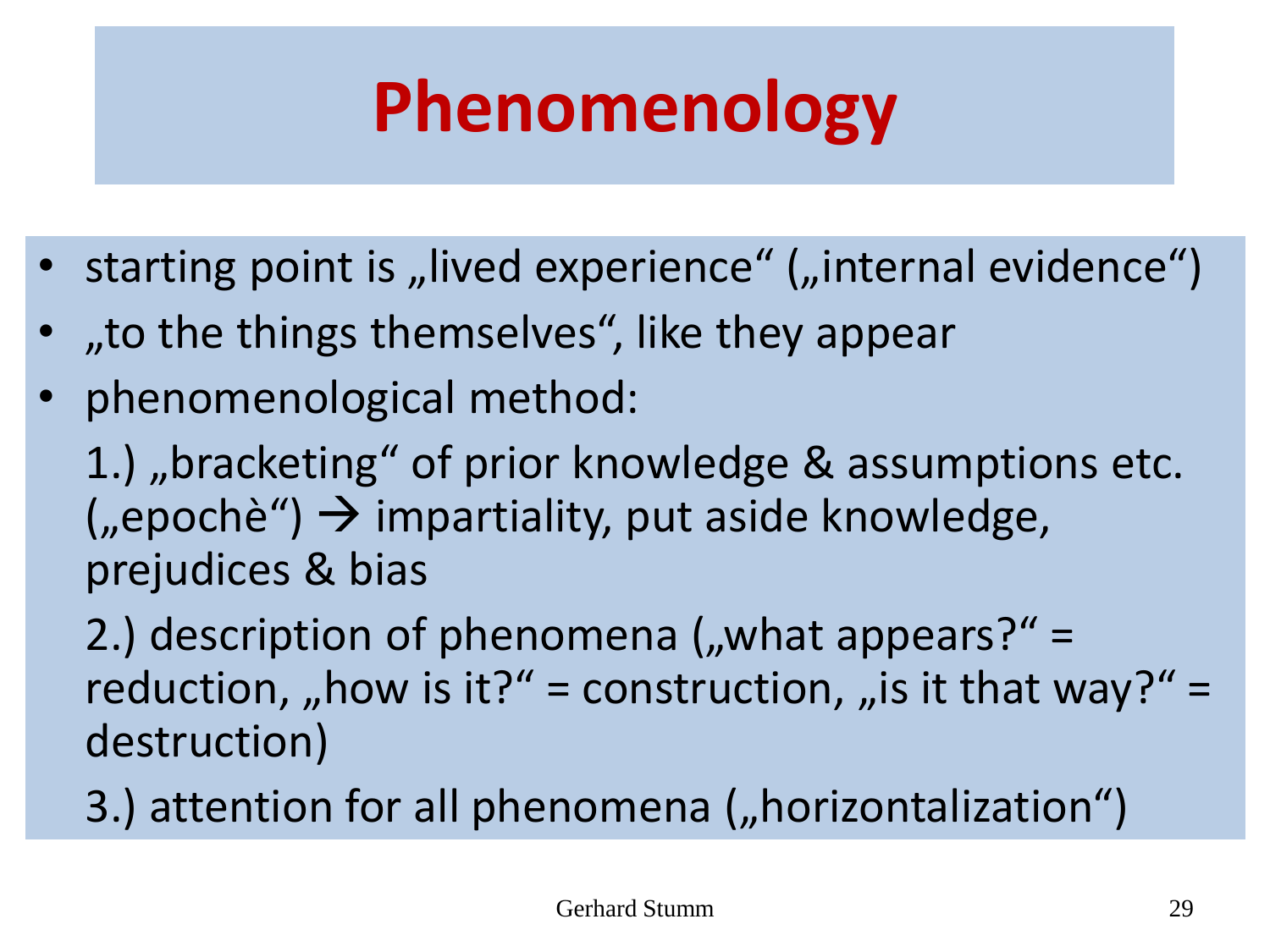# Phenomenology

- starting point is „lived experience" („internal evidence")
- „to the things themselves", like they appear
- phenomenological method:

  1.) „bracketing" of prior knowledge & assumptions etc. („epochè") → impartiality, put aside knowledge, prejudices & bias

  2.) description of phenomena („what appears?" = reduction, „how is it?" = construction, „is it that way?" = destruction)

  3.) attention for all phenomena („horizontalization")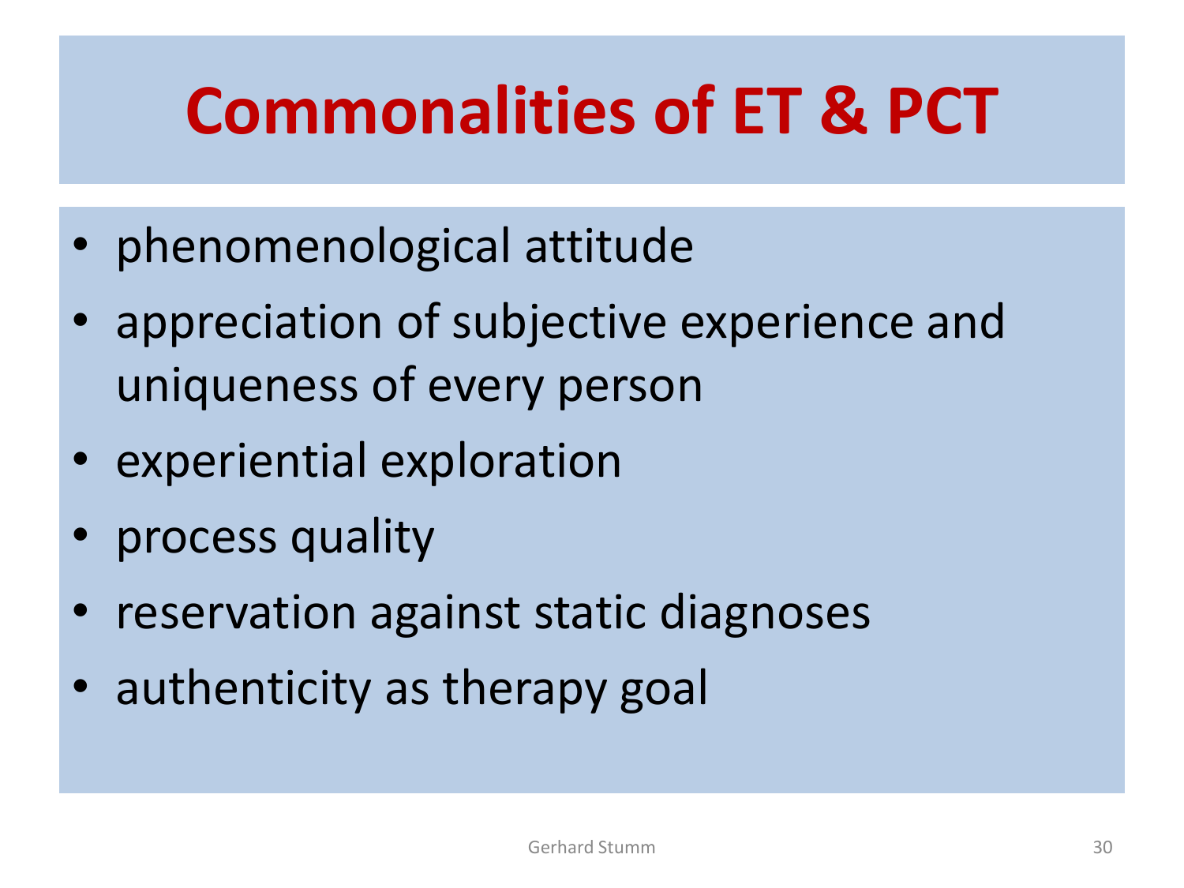# Commonalities of ET & PCT

- phenomenological attitude
- appreciation of subjective experience and uniqueness of every person
- experiential exploration
- process quality
- reservation against static diagnoses
- authenticity as therapy goal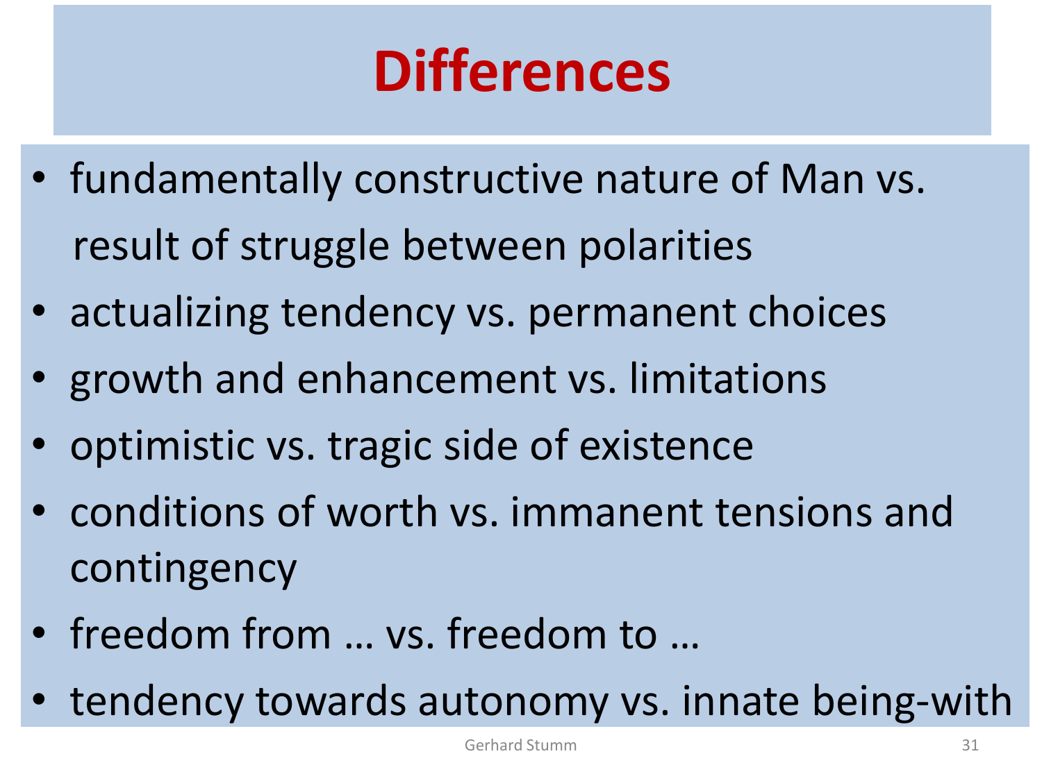# Differences

- fundamentally constructive nature of Man vs. result of struggle between polarities
- actualizing tendency vs. permanent choices
- growth and enhancement vs. limitations
- optimistic vs. tragic side of existence
- conditions of worth vs. immanent tensions and contingency
- freedom from … vs. freedom to …
- tendency towards autonomy vs. innate being-with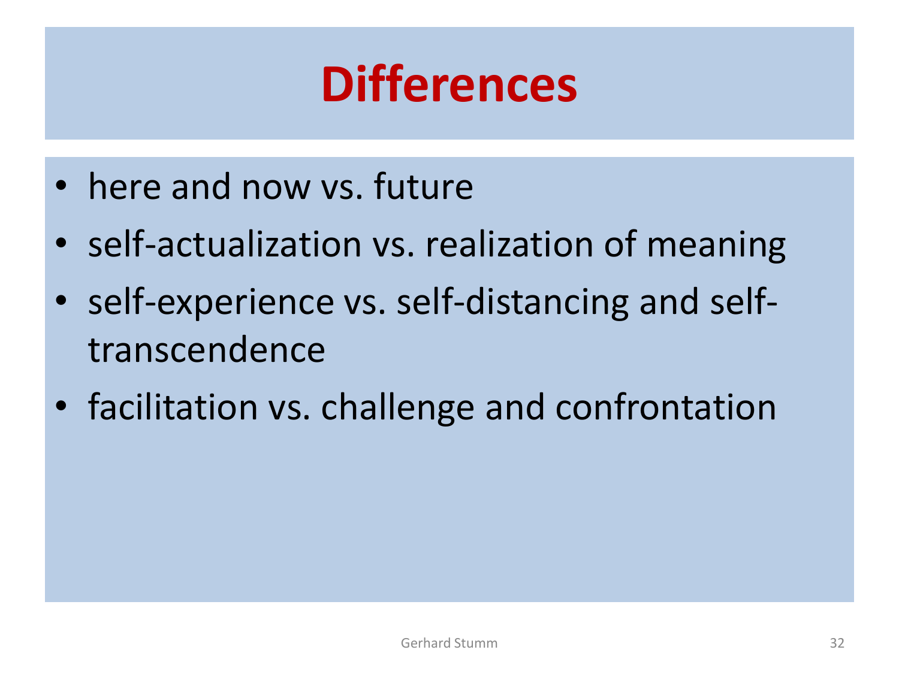# Differences

- here and now vs. future
- self-actualization vs. realization of meaning
- self-experience vs. self-distancing and self-transcendence
- facilitation vs. challenge and confrontation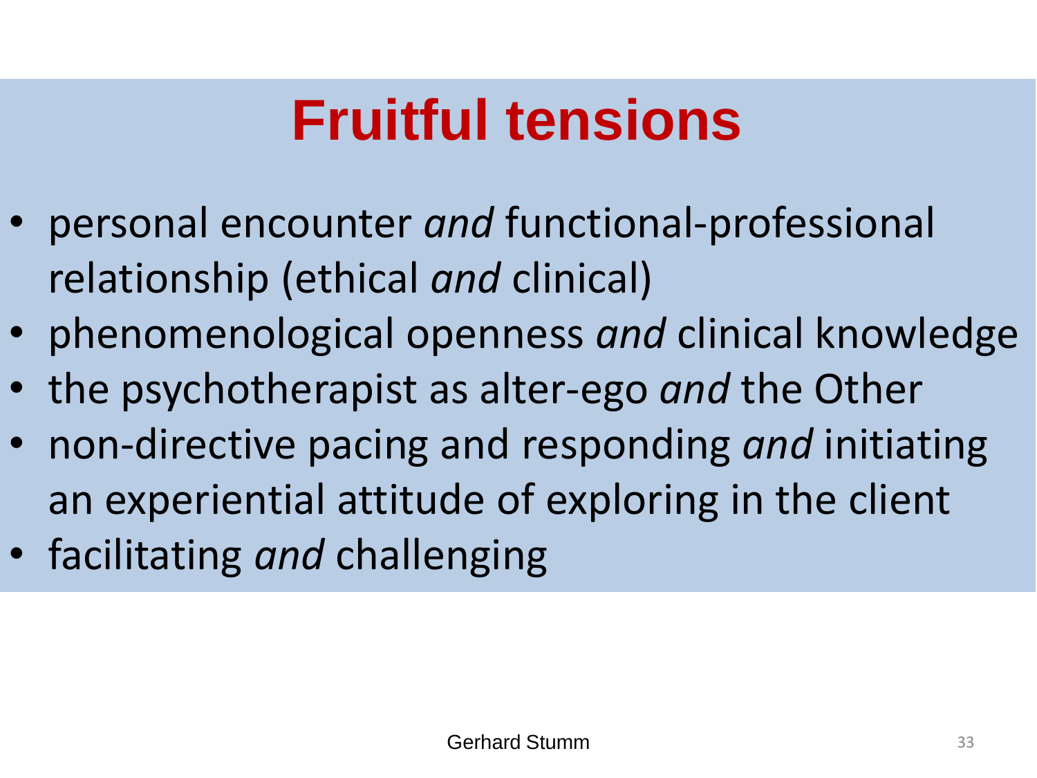# Fruitful tensions

- personal encounter *and* functional-professional relationship (ethical *and* clinical)
- phenomenological openness *and* clinical knowledge
- the psychotherapist as alter-ego *and* the Other
- non-directive pacing and responding *and* initiating an experiential attitude of exploring in the client
- facilitating *and* challenging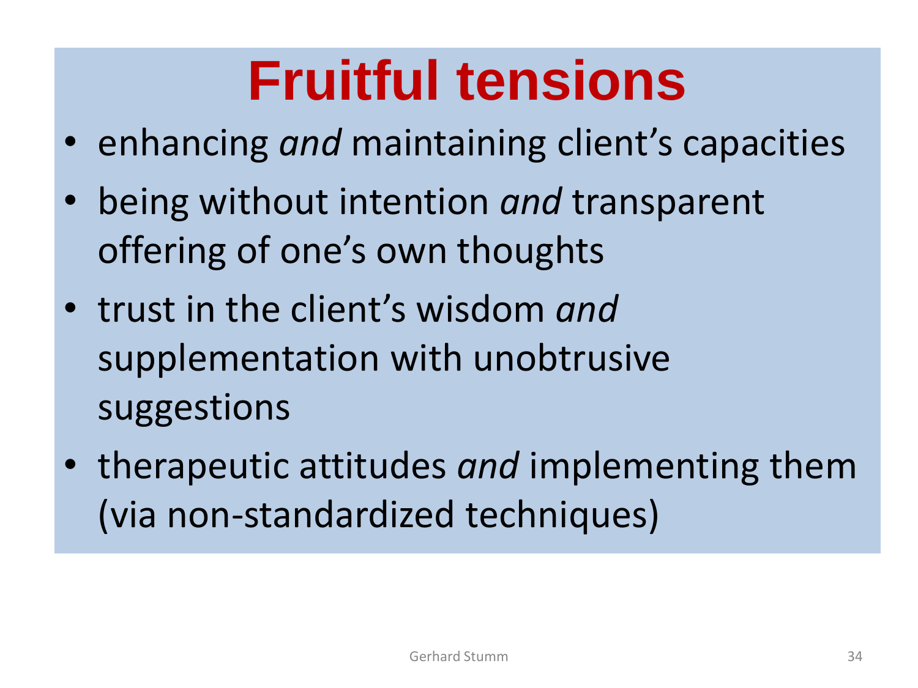# Fruitful tensions

- enhancing *and* maintaining client's capacities
- being without intention *and* transparent offering of one's own thoughts
- trust in the client's wisdom *and* supplementation with unobtrusive suggestions
- therapeutic attitudes *and* implementing them (via non-standardized techniques)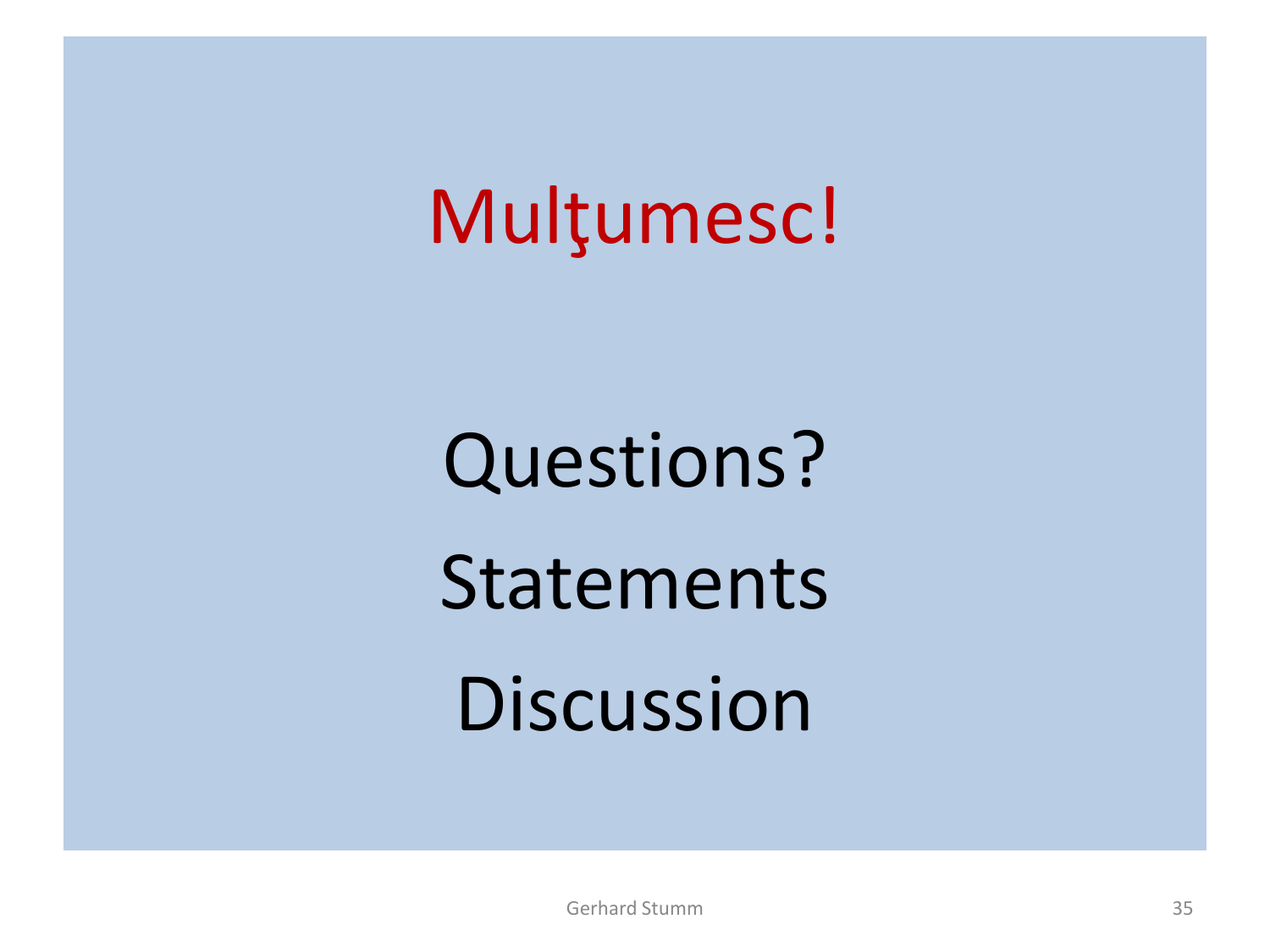# Mulţumesc!

Questions?

Statements

Discussion